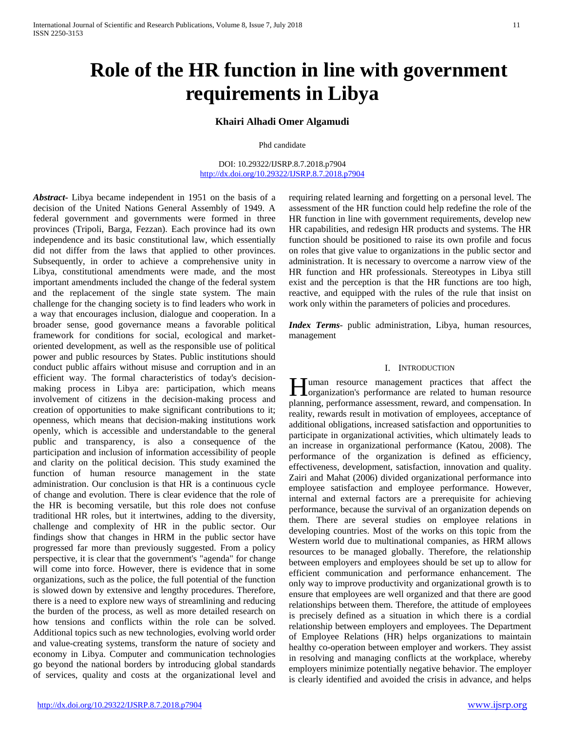# Role of the HR function in line with government requirements in Libya

**Khairi Alhadi Omer Algamudi**

Phd candidate

DOI: 10.29322/IJSRP.8.7.2018.p7904
http://dx.doi.org/10.29322/IJSRP.8.7.2018.p7904

***Abstract***- Libya became independent in 1951 on the basis of a decision of the United Nations General Assembly of 1949. A federal government and governments were formed in three provinces (Tripoli, Barga, Fezzan). Each province had its own independence and its basic constitutional law, which essentially did not differ from the laws that applied to other provinces. Subsequently, in order to achieve a comprehensive unity in Libya, constitutional amendments were made, and the most important amendments included the change of the federal system and the replacement of the single state system. The main challenge for the changing society is to find leaders who work in a way that encourages inclusion, dialogue and cooperation. In a broader sense, good governance means a favorable political framework for conditions for social, ecological and market-oriented development, as well as the responsible use of political power and public resources by States. Public institutions should conduct public affairs without misuse and corruption and in an efficient way. The formal characteristics of today's decision-making process in Libya are: participation, which means involvement of citizens in the decision-making process and creation of opportunities to make significant contributions to it; openness, which means that decision-making institutions work openly, which is accessible and understandable to the general public and transparency, is also a consequence of the participation and inclusion of information accessibility of people and clarity on the political decision. This study examined the function of human resource management in the state administration. Our conclusion is that HR is a continuous cycle of change and evolution. There is clear evidence that the role of the HR is becoming versatile, but this role does not confuse traditional HR roles, but it intertwines, adding to the diversity, challenge and complexity of HR in the public sector. Our findings show that changes in HRM in the public sector have progressed far more than previously suggested. From a policy perspective, it is clear that the government's "agenda" for change will come into force. However, there is evidence that in some organizations, such as the police, the full potential of the function is slowed down by extensive and lengthy procedures. Therefore, there is a need to explore new ways of streamlining and reducing the burden of the process, as well as more detailed research on how tensions and conflicts within the role can be solved. Additional topics such as new technologies, evolving world order and value-creating systems, transform the nature of society and economy in Libya. Computer and communication technologies go beyond the national borders by introducing global standards of services, quality and costs at the organizational level and requiring related learning and forgetting on a personal level. The assessment of the HR function could help redefine the role of the HR function in line with government requirements, develop new HR capabilities, and redesign HR products and systems. The HR function should be positioned to raise its own profile and focus on roles that give value to organizations in the public sector and administration. It is necessary to overcome a narrow view of the HR function and HR professionals. Stereotypes in Libya still exist and the perception is that the HR functions are too high, reactive, and equipped with the rules of the rule that insist on work only within the parameters of policies and procedures.

***Index Terms***- public administration, Libya, human resources, management

## I. INTRODUCTION

Human resource management practices that affect the organization's performance are related to human resource planning, performance assessment, reward, and compensation. In reality, rewards result in motivation of employees, acceptance of additional obligations, increased satisfaction and opportunities to participate in organizational activities, which ultimately leads to an increase in organizational performance (Katou, 2008). The performance of the organization is defined as efficiency, effectiveness, development, satisfaction, innovation and quality. Zairi and Mahat (2006) divided organizational performance into employee satisfaction and employee performance. However, internal and external factors are a prerequisite for achieving performance, because the survival of an organization depends on them. There are several studies on employee relations in developing countries. Most of the works on this topic from the Western world due to multinational companies, as HRM allows resources to be managed globally. Therefore, the relationship between employers and employees should be set up to allow for efficient communication and performance enhancement. The only way to improve productivity and organizational growth is to ensure that employees are well organized and that there are good relationships between them. Therefore, the attitude of employees is precisely defined as a situation in which there is a cordial relationship between employers and employees. The Department of Employee Relations (HR) helps organizations to maintain healthy co-operation between employer and workers. They assist in resolving and managing conflicts at the workplace, whereby employers minimize potentially negative behavior. The employer is clearly identified and avoided the crisis in advance, and helps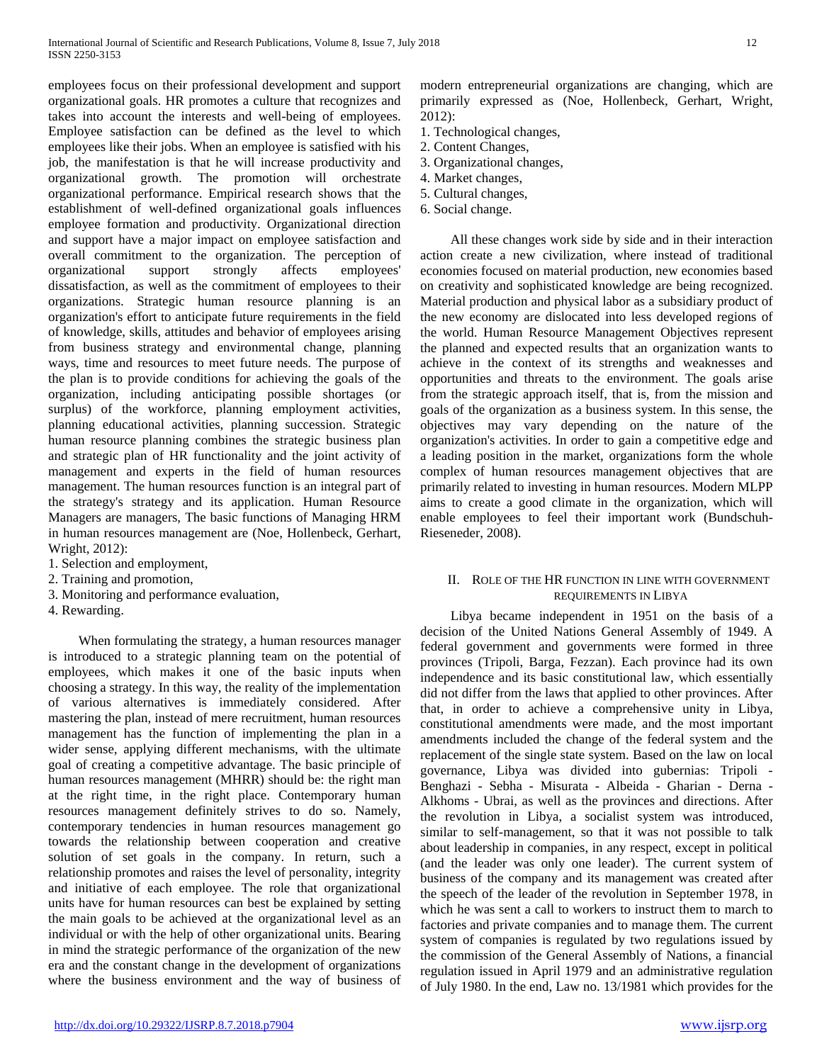employees focus on their professional development and support organizational goals. HR promotes a culture that recognizes and takes into account the interests and well-being of employees. Employee satisfaction can be defined as the level to which employees like their jobs. When an employee is satisfied with his job, the manifestation is that he will increase productivity and organizational growth. The promotion will orchestrate organizational performance. Empirical research shows that the establishment of well-defined organizational goals influences employee formation and productivity. Organizational direction and support have a major impact on employee satisfaction and overall commitment to the organization. The perception of organizational support strongly affects employees' dissatisfaction, as well as the commitment of employees to their organizations. Strategic human resource planning is an organization's effort to anticipate future requirements in the field of knowledge, skills, attitudes and behavior of employees arising from business strategy and environmental change, planning ways, time and resources to meet future needs. The purpose of the plan is to provide conditions for achieving the goals of the organization, including anticipating possible shortages (or surplus) of the workforce, planning employment activities, planning educational activities, planning succession. Strategic human resource planning combines the strategic business plan and strategic plan of HR functionality and the joint activity of management and experts in the field of human resources management. The human resources function is an integral part of the strategy's strategy and its application. Human Resource Managers are managers, The basic functions of Managing HRM in human resources management are (Noe, Hollenbeck, Gerhart, Wright, 2012):

1. Selection and employment,
2. Training and promotion,
3. Monitoring and performance evaluation,
4. Rewarding.

When formulating the strategy, a human resources manager is introduced to a strategic planning team on the potential of employees, which makes it one of the basic inputs when choosing a strategy. In this way, the reality of the implementation of various alternatives is immediately considered. After mastering the plan, instead of mere recruitment, human resources management has the function of implementing the plan in a wider sense, applying different mechanisms, with the ultimate goal of creating a competitive advantage. The basic principle of human resources management (MHRR) should be: the right man at the right time, in the right place. Contemporary human resources management definitely strives to do so. Namely, contemporary tendencies in human resources management go towards the relationship between cooperation and creative solution of set goals in the company. In return, such a relationship promotes and raises the level of personality, integrity and initiative of each employee. The role that organizational units have for human resources can best be explained by setting the main goals to be achieved at the organizational level as an individual or with the help of other organizational units. Bearing in mind the strategic performance of the organization of the new era and the constant change in the development of organizations where the business environment and the way of business of modern entrepreneurial organizations are changing, which are primarily expressed as (Noe, Hollenbeck, Gerhart, Wright, 2012):

1. Technological changes,
2. Content Changes,
3. Organizational changes,
4. Market changes,
5. Cultural changes,
6. Social change.

All these changes work side by side and in their interaction action create a new civilization, where instead of traditional economies focused on material production, new economies based on creativity and sophisticated knowledge are being recognized. Material production and physical labor as a subsidiary product of the new economy are dislocated into less developed regions of the world. Human Resource Management Objectives represent the planned and expected results that an organization wants to achieve in the context of its strengths and weaknesses and opportunities and threats to the environment. The goals arise from the strategic approach itself, that is, from the mission and goals of the organization as a business system. In this sense, the objectives may vary depending on the nature of the organization's activities. In order to gain a competitive edge and a leading position in the market, organizations form the whole complex of human resources management objectives that are primarily related to investing in human resources. Modern MLPP aims to create a good climate in the organization, which will enable employees to feel their important work (Bundschuh-Rieseneder, 2008).

## II. Role of the HR function in line with government requirements in Libya

Libya became independent in 1951 on the basis of a decision of the United Nations General Assembly of 1949. A federal government and governments were formed in three provinces (Tripoli, Barga, Fezzan). Each province had its own independence and its basic constitutional law, which essentially did not differ from the laws that applied to other provinces. After that, in order to achieve a comprehensive unity in Libya, constitutional amendments were made, and the most important amendments included the change of the federal system and the replacement of the single state system. Based on the law on local governance, Libya was divided into gubernias: Tripoli - Benghazi - Sebha - Misurata - Albeida - Gharian - Derna - Alkhoms - Ubrai, as well as the provinces and directions. After the revolution in Libya, a socialist system was introduced, similar to self-management, so that it was not possible to talk about leadership in companies, in any respect, except in political (and the leader was only one leader). The current system of business of the company and its management was created after the speech of the leader of the revolution in September 1978, in which he was sent a call to workers to instruct them to march to factories and private companies and to manage them. The current system of companies is regulated by two regulations issued by the commission of the General Assembly of Nations, a financial regulation issued in April 1979 and an administrative regulation of July 1980. In the end, Law no. 13/1981 which provides for the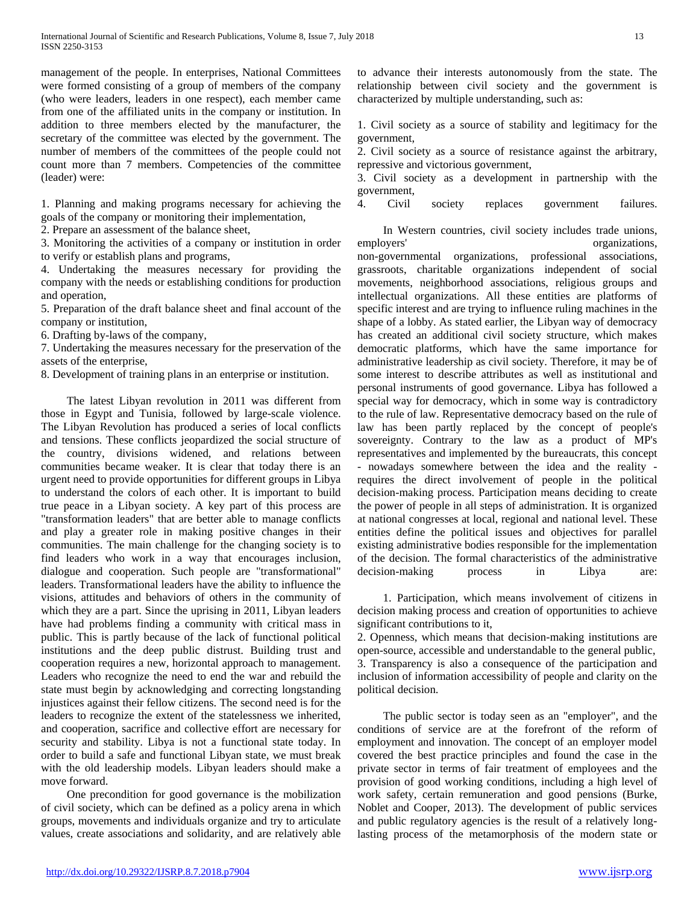management of the people. In enterprises, National Committees were formed consisting of a group of members of the company (who were leaders, leaders in one respect), each member came from one of the affiliated units in the company or institution. In addition to three members elected by the manufacturer, the secretary of the committee was elected by the government. The number of members of the committees of the people could not count more than 7 members. Competencies of the committee (leader) were:

1. Planning and making programs necessary for achieving the goals of the company or monitoring their implementation,
2. Prepare an assessment of the balance sheet,
3. Monitoring the activities of a company or institution in order to verify or establish plans and programs,
4. Undertaking the measures necessary for providing the company with the needs or establishing conditions for production and operation,
5. Preparation of the draft balance sheet and final account of the company or institution,
6. Drafting by-laws of the company,
7. Undertaking the measures necessary for the preservation of the assets of the enterprise,
8. Development of training plans in an enterprise or institution.

The latest Libyan revolution in 2011 was different from those in Egypt and Tunisia, followed by large-scale violence. The Libyan Revolution has produced a series of local conflicts and tensions. These conflicts jeopardized the social structure of the country, divisions widened, and relations between communities became weaker. It is clear that today there is an urgent need to provide opportunities for different groups in Libya to understand the colors of each other. It is important to build true peace in a Libyan society. A key part of this process are "transformation leaders" that are better able to manage conflicts and play a greater role in making positive changes in their communities. The main challenge for the changing society is to find leaders who work in a way that encourages inclusion, dialogue and cooperation. Such people are "transformational" leaders. Transformational leaders have the ability to influence the visions, attitudes and behaviors of others in the community of which they are a part. Since the uprising in 2011, Libyan leaders have had problems finding a community with critical mass in public. This is partly because of the lack of functional political institutions and the deep public distrust. Building trust and cooperation requires a new, horizontal approach to management. Leaders who recognize the need to end the war and rebuild the state must begin by acknowledging and correcting longstanding injustices against their fellow citizens. The second need is for the leaders to recognize the extent of the statelessness we inherited, and cooperation, sacrifice and collective effort are necessary for security and stability. Libya is not a functional state today. In order to build a safe and functional Libyan state, we must break with the old leadership models. Libyan leaders should make a move forward.

One precondition for good governance is the mobilization of civil society, which can be defined as a policy arena in which groups, movements and individuals organize and try to articulate values, create associations and solidarity, and are relatively able to advance their interests autonomously from the state. The relationship between civil society and the government is characterized by multiple understanding, such as:

1. Civil society as a source of stability and legitimacy for the government,
2. Civil society as a source of resistance against the arbitrary, repressive and victorious government,
3. Civil society as a development in partnership with the government,
4. Civil society replaces government failures.

In Western countries, civil society includes trade unions, employers' organizations, non-governmental organizations, professional associations, grassroots, charitable organizations independent of social movements, neighborhood associations, religious groups and intellectual organizations. All these entities are platforms of specific interest and are trying to influence ruling machines in the shape of a lobby. As stated earlier, the Libyan way of democracy has created an additional civil society structure, which makes democratic platforms, which have the same importance for administrative leadership as civil society. Therefore, it may be of some interest to describe attributes as well as institutional and personal instruments of good governance. Libya has followed a special way for democracy, which in some way is contradictory to the rule of law. Representative democracy based on the rule of law has been partly replaced by the concept of people's sovereignty. Contrary to the law as a product of MP's representatives and implemented by the bureaucrats, this concept - nowadays somewhere between the idea and the reality - requires the direct involvement of people in the political decision-making process. Participation means deciding to create the power of people in all steps of administration. It is organized at national congresses at local, regional and national level. These entities define the political issues and objectives for parallel existing administrative bodies responsible for the implementation of the decision. The formal characteristics of the administrative decision-making process in Libya are:

1. Participation, which means involvement of citizens in decision making process and creation of opportunities to achieve significant contributions to it,
2. Openness, which means that decision-making institutions are open-source, accessible and understandable to the general public,
3. Transparency is also a consequence of the participation and inclusion of information accessibility of people and clarity on the political decision.

The public sector is today seen as an "employer", and the conditions of service are at the forefront of the reform of employment and innovation. The concept of an employer model covered the best practice principles and found the case in the private sector in terms of fair treatment of employees and the provision of good working conditions, including a high level of work safety, certain remuneration and good pensions (Burke, Noblet and Cooper, 2013). The development of public services and public regulatory agencies is the result of a relatively long-lasting process of the metamorphosis of the modern state or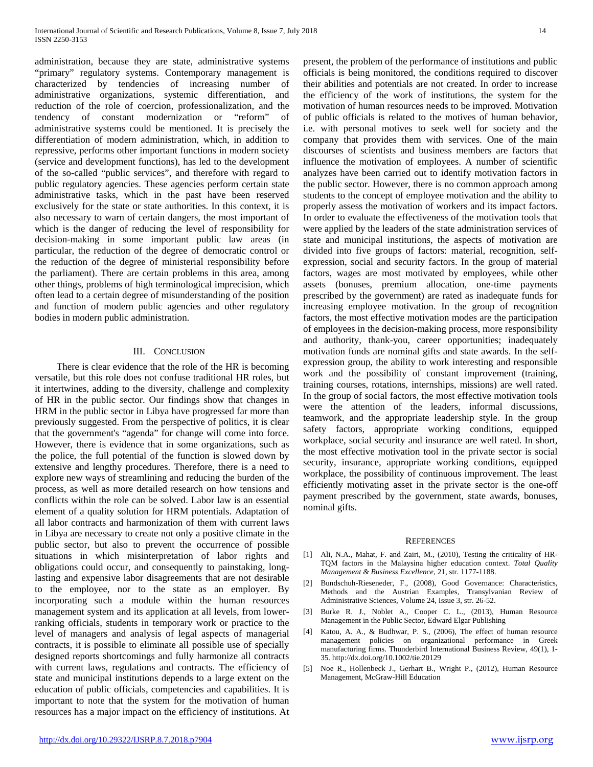administration, because they are state, administrative systems "primary" regulatory systems. Contemporary management is characterized by tendencies of increasing number of administrative organizations, systemic differentiation, and reduction of the role of coercion, professionalization, and the tendency of constant modernization or "reform" of administrative systems could be mentioned. It is precisely the differentiation of modern administration, which, in addition to repressive, performs other important functions in modern society (service and development functions), has led to the development of the so-called "public services", and therefore with regard to public regulatory agencies. These agencies perform certain state administrative tasks, which in the past have been reserved exclusively for the state or state authorities. In this context, it is also necessary to warn of certain dangers, the most important of which is the danger of reducing the level of responsibility for decision-making in some important public law areas (in particular, the reduction of the degree of democratic control or the reduction of the degree of ministerial responsibility before the parliament). There are certain problems in this area, among other things, problems of high terminological imprecision, which often lead to a certain degree of misunderstanding of the position and function of modern public agencies and other regulatory bodies in modern public administration.

## III. Conclusion

There is clear evidence that the role of the HR is becoming versatile, but this role does not confuse traditional HR roles, but it intertwines, adding to the diversity, challenge and complexity of HR in the public sector. Our findings show that changes in HRM in the public sector in Libya have progressed far more than previously suggested. From the perspective of politics, it is clear that the government's "agenda" for change will come into force. However, there is evidence that in some organizations, such as the police, the full potential of the function is slowed down by extensive and lengthy procedures. Therefore, there is a need to explore new ways of streamlining and reducing the burden of the process, as well as more detailed research on how tensions and conflicts within the role can be solved. Labor law is an essential element of a quality solution for HRM potentials. Adaptation of all labor contracts and harmonization of them with current laws in Libya are necessary to create not only a positive climate in the public sector, but also to prevent the occurrence of possible situations in which misinterpretation of labor rights and obligations could occur, and consequently to painstaking, long-lasting and expensive labor disagreements that are not desirable to the employee, nor to the state as an employer. By incorporating such a module within the human resources management system and its application at all levels, from lower-ranking officials, students in temporary work or practice to the level of managers and analysis of legal aspects of managerial contracts, it is possible to eliminate all possible use of specially designed reports shortcomings and fully harmonize all contracts with current laws, regulations and contracts. The efficiency of state and municipal institutions depends to a large extent on the education of public officials, competencies and capabilities. It is important to note that the system for the motivation of human resources has a major impact on the efficiency of institutions. At present, the problem of the performance of institutions and public officials is being monitored, the conditions required to discover their abilities and potentials are not created. In order to increase the efficiency of the work of institutions, the system for the motivation of human resources needs to be improved. Motivation of public officials is related to the motives of human behavior, i.e. with personal motives to seek well for society and the company that provides them with services. One of the main discourses of scientists and business members are factors that influence the motivation of employees. A number of scientific analyzes have been carried out to identify motivation factors in the public sector. However, there is no common approach among students to the concept of employee motivation and the ability to properly assess the motivation of workers and its impact factors. In order to evaluate the effectiveness of the motivation tools that were applied by the leaders of the state administration services of state and municipal institutions, the aspects of motivation are divided into five groups of factors: material, recognition, self-expression, social and security factors. In the group of material factors, wages are most motivated by employees, while other assets (bonuses, premium allocation, one-time payments prescribed by the government) are rated as inadequate funds for increasing employee motivation. In the group of recognition factors, the most effective motivation modes are the participation of employees in the decision-making process, more responsibility and authority, thank-you, career opportunities; inadequately motivation funds are nominal gifts and state awards. In the self-expression group, the ability to work interesting and responsible work and the possibility of constant improvement (training, training courses, rotations, internships, missions) are well rated. In the group of social factors, the most effective motivation tools were the attention of the leaders, informal discussions, teamwork, and the appropriate leadership style. In the group safety factors, appropriate working conditions, equipped workplace, social security and insurance are well rated. In short, the most effective motivation tool in the private sector is social security, insurance, appropriate working conditions, equipped workplace, the possibility of continuous improvement. The least efficiently motivating asset in the private sector is the one-off payment prescribed by the government, state awards, bonuses, nominal gifts.

## References

[1] Ali, N.A., Mahat, F. and Zairi, M., (2010), Testing the criticality of HR-TQM factors in the Malaysina higher education context. *Total Quality Management & Business Excellence*, 21, str. 1177-1188.

[2] Bundschuh-Rieseneder, F., (2008), Good Governance: Characteristics, Methods and the Austrian Examples, Transylvanian Review of Administrative Sciences, Volume 24, Issue 3, str. 26-52.

[3] Burke R. J., Noblet A., Cooper C. L., (2013), Human Resource Management in the Public Sector, Edward Elgar Publishing

[4] Katou, A. A., & Budhwar, P. S., (2006), The effect of human resource management policies on organizational performance in Greek manufacturing firms. Thunderbird International Business Review, 49(1), 1-35. http://dx.doi.org/10.1002/tie.20129

[5] Noe R., Hollenbeck J., Gerhart B., Wright P., (2012), Human Resource Management, McGraw-Hill Education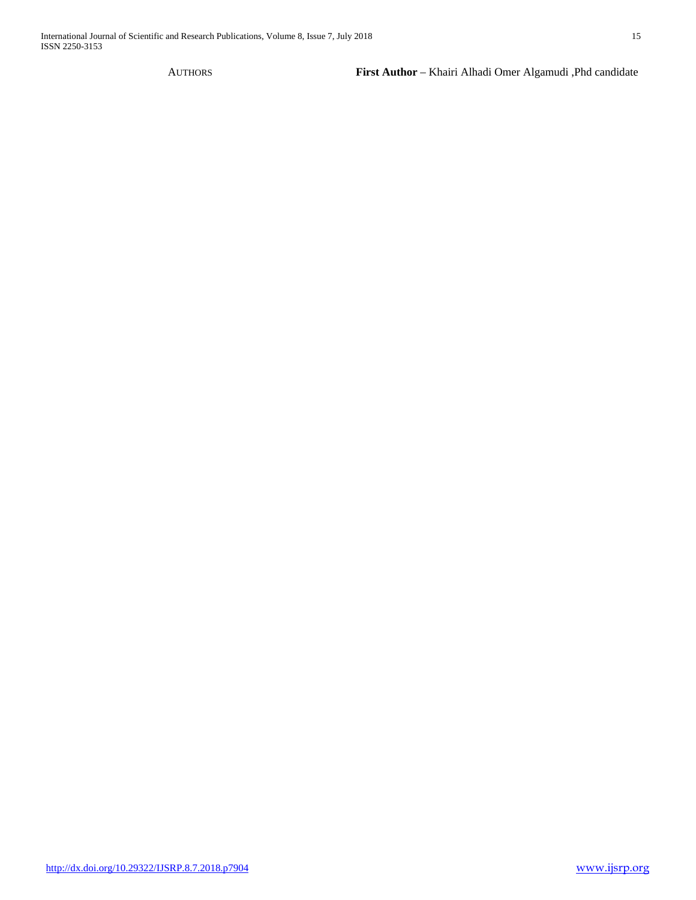AUTHORS

**First Author** – Khairi Alhadi Omer Algamudi ,Phd candidate